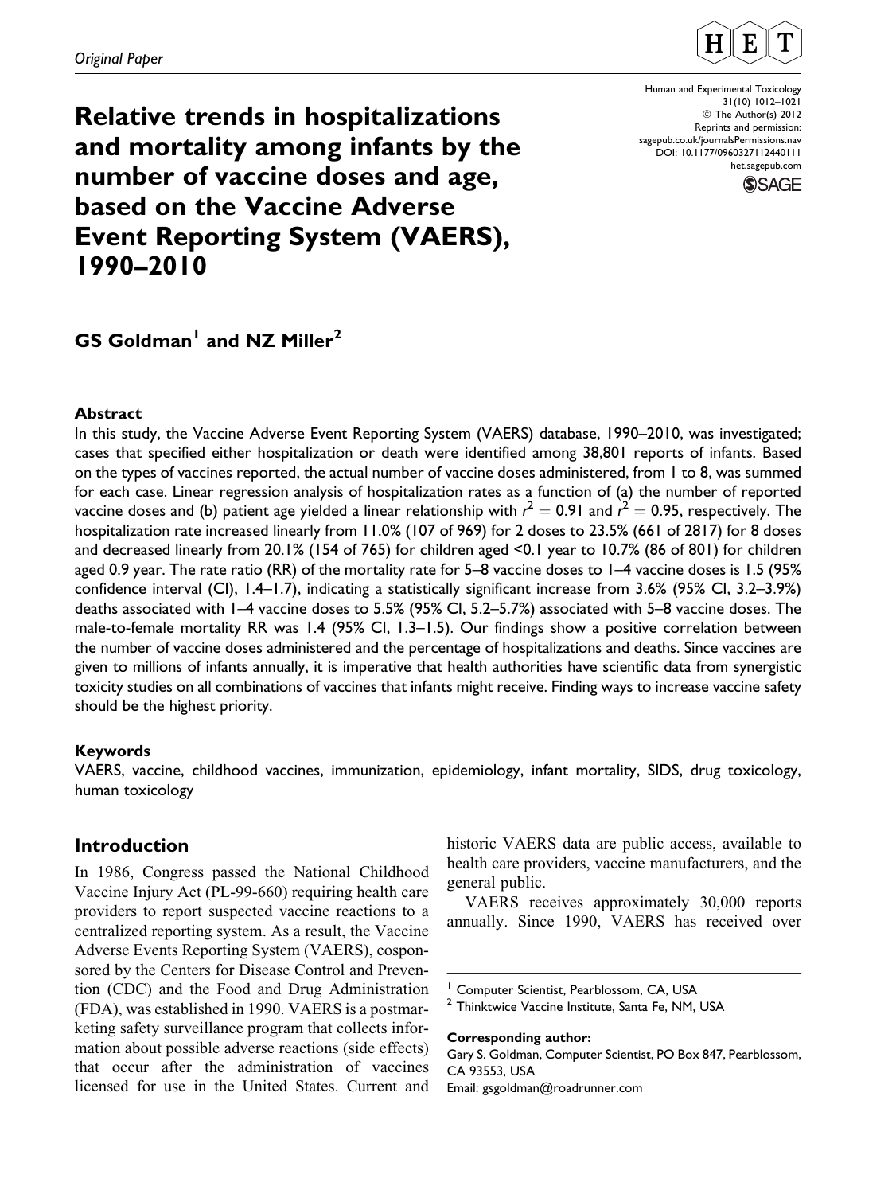*Original Paper*

# Relative trends in hospitalizations and mortality among infants by the number of vaccine doses and age, based on the Vaccine Adverse Event Reporting System (VAERS), 1990–2010

Human and Experimental Toxicology
31(10) 1012–1021
© The Author(s) 2012
Reprints and permission:
sagepub.co.uk/journalsPermissions.nav
DOI: 10.1177/0960327112440111
het.sagepub.com

**GS Goldman[1] and NZ Miller[2]**

### Abstract

In this study, the Vaccine Adverse Event Reporting System (VAERS) database, 1990–2010, was investigated; cases that specified either hospitalization or death were identified among 38,801 reports of infants. Based on the types of vaccines reported, the actual number of vaccine doses administered, from 1 to 8, was summed for each case. Linear regression analysis of hospitalization rates as a function of (a) the number of reported vaccine doses and (b) patient age yielded a linear relationship with $r^2 = 0.91$ and $r^2 = 0.95$, respectively. The hospitalization rate increased linearly from 11.0% (107 of 969) for 2 doses to 23.5% (661 of 2817) for 8 doses and decreased linearly from 20.1% (154 of 765) for children aged <0.1 year to 10.7% (86 of 801) for children aged 0.9 year. The rate ratio (RR) of the mortality rate for 5–8 vaccine doses to 1–4 vaccine doses is 1.5 (95% confidence interval (CI), 1.4–1.7), indicating a statistically significant increase from 3.6% (95% CI, 3.2–3.9%) deaths associated with 1–4 vaccine doses to 5.5% (95% CI, 5.2–5.7%) associated with 5–8 vaccine doses. The male-to-female mortality RR was 1.4 (95% CI, 1.3–1.5). Our findings show a positive correlation between the number of vaccine doses administered and the percentage of hospitalizations and deaths. Since vaccines are given to millions of infants annually, it is imperative that health authorities have scientific data from synergistic toxicity studies on all combinations of vaccines that infants might receive. Finding ways to increase vaccine safety should be the highest priority.

### Keywords

VAERS, vaccine, childhood vaccines, immunization, epidemiology, infant mortality, SIDS, drug toxicology, human toxicology

## Introduction

In 1986, Congress passed the National Childhood Vaccine Injury Act (PL-99-660) requiring health care providers to report suspected vaccine reactions to a centralized reporting system. As a result, the Vaccine Adverse Events Reporting System (VAERS), cosponsored by the Centers for Disease Control and Prevention (CDC) and the Food and Drug Administration (FDA), was established in 1990. VAERS is a postmarketing safety surveillance program that collects information about possible adverse reactions (side effects) that occur after the administration of vaccines licensed for use in the United States. Current and historic VAERS data are public access, available to health care providers, vaccine manufacturers, and the general public.

VAERS receives approximately 30,000 reports annually. Since 1990, VAERS has received over

[1] Computer Scientist, Pearblossom, CA, USA
[2] Thinktwice Vaccine Institute, Santa Fe, NM, USA

**Corresponding author:**
Gary S. Goldman, Computer Scientist, PO Box 847, Pearblossom, CA 93553, USA
Email: gsgoldman@roadrunner.com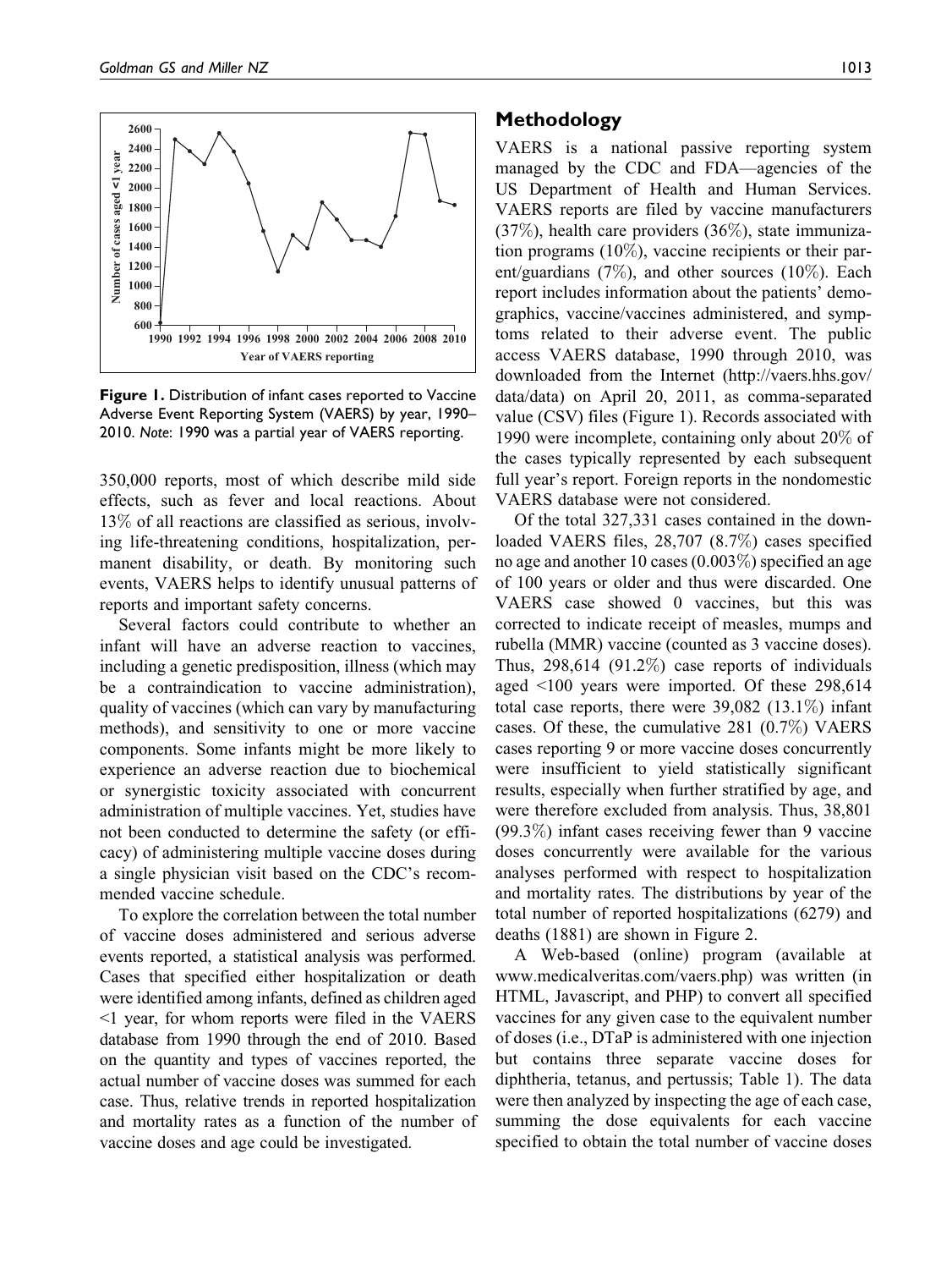Figure 1. Distribution of infant cases reported to Vaccine Adverse Event Reporting System (VAERS) by year, 1990–2010. *Note*: 1990 was a partial year of VAERS reporting.

350,000 reports, most of which describe mild side effects, such as fever and local reactions. About 13% of all reactions are classified as serious, involving life-threatening conditions, hospitalization, permanent disability, or death. By monitoring such events, VAERS helps to identify unusual patterns of reports and important safety concerns.

Several factors could contribute to whether an infant will have an adverse reaction to vaccines, including a genetic predisposition, illness (which may be a contraindication to vaccine administration), quality of vaccines (which can vary by manufacturing methods), and sensitivity to one or more vaccine components. Some infants might be more likely to experience an adverse reaction due to biochemical or synergistic toxicity associated with concurrent administration of multiple vaccines. Yet, studies have not been conducted to determine the safety (or efficacy) of administering multiple vaccine doses during a single physician visit based on the CDC's recommended vaccine schedule.

To explore the correlation between the total number of vaccine doses administered and serious adverse events reported, a statistical analysis was performed. Cases that specified either hospitalization or death were identified among infants, defined as children aged <1 year, for whom reports were filed in the VAERS database from 1990 through the end of 2010. Based on the quantity and types of vaccines reported, the actual number of vaccine doses was summed for each case. Thus, relative trends in reported hospitalization and mortality rates as a function of the number of vaccine doses and age could be investigated.

## Methodology

VAERS is a national passive reporting system managed by the CDC and FDA—agencies of the US Department of Health and Human Services. VAERS reports are filed by vaccine manufacturers (37%), health care providers (36%), state immunization programs (10%), vaccine recipients or their parent/guardians (7%), and other sources (10%). Each report includes information about the patients' demographics, vaccine/vaccines administered, and symptoms related to their adverse event. The public access VAERS database, 1990 through 2010, was downloaded from the Internet (http://vaers.hhs.gov/data/data) on April 20, 2011, as comma-separated value (CSV) files (Figure 1). Records associated with 1990 were incomplete, containing only about 20% of the cases typically represented by each subsequent full year's report. Foreign reports in the nondomestic VAERS database were not considered.

Of the total 327,331 cases contained in the downloaded VAERS files, 28,707 (8.7%) cases specified no age and another 10 cases (0.003%) specified an age of 100 years or older and thus were discarded. One VAERS case showed 0 vaccines, but this was corrected to indicate receipt of measles, mumps and rubella (MMR) vaccine (counted as 3 vaccine doses). Thus, 298,614 (91.2%) case reports of individuals aged <100 years were imported. Of these 298,614 total case reports, there were 39,082 (13.1%) infant cases. Of these, the cumulative 281 (0.7%) VAERS cases reporting 9 or more vaccine doses concurrently were insufficient to yield statistically significant results, especially when further stratified by age, and were therefore excluded from analysis. Thus, 38,801 (99.3%) infant cases receiving fewer than 9 vaccine doses concurrently were available for the various analyses performed with respect to hospitalization and mortality rates. The distributions by year of the total number of reported hospitalizations (6279) and deaths (1881) are shown in Figure 2.

A Web-based (online) program (available at www.medicalveritas.com/vaers.php) was written (in HTML, Javascript, and PHP) to convert all specified vaccines for any given case to the equivalent number of doses (i.e., DTaP is administered with one injection but contains three separate vaccine doses for diphtheria, tetanus, and pertussis; Table 1). The data were then analyzed by inspecting the age of each case, summing the dose equivalents for each vaccine specified to obtain the total number of vaccine doses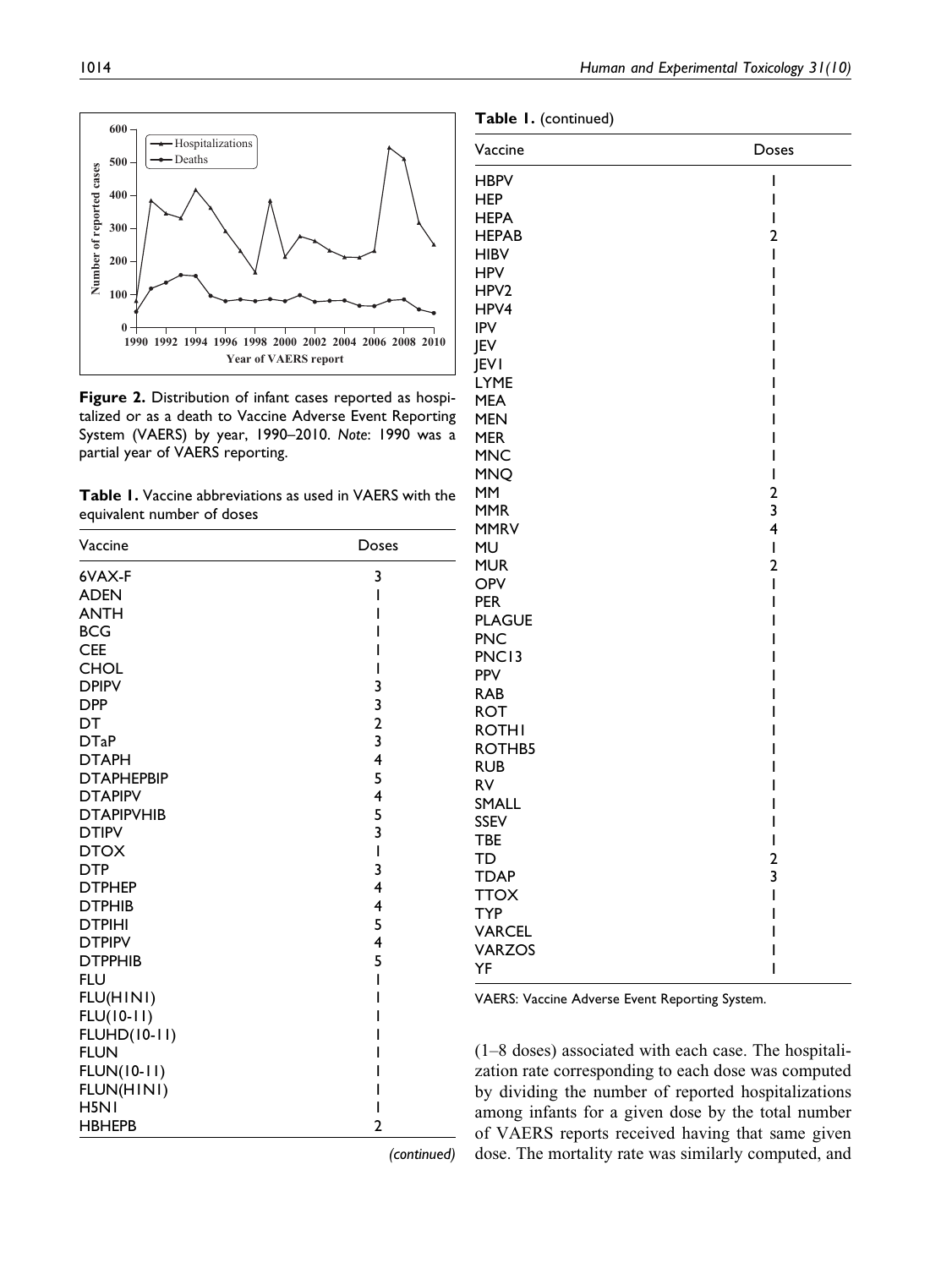**Figure 2.** Distribution of infant cases reported as hospitalized or as a death to Vaccine Adverse Event Reporting System (VAERS) by year, 1990–2010. *Note*: 1990 was a partial year of VAERS reporting.

**Table 1.** Vaccine abbreviations as used in VAERS with the equivalent number of doses

| Vaccine | Doses |
|---|---|
| 6VAX-F | 3 |
| ADEN | 1 |
| ANTH | 1 |
| BCG | 1 |
| CEE | 1 |
| CHOL | 1 |
| DPIPV | 3 |
| DPP | 3 |
| DT | 2 |
| DTaP | 3 |
| DTAPH | 4 |
| DTAPHEPBIP | 5 |
| DTAPIPV | 4 |
| DTAPIPVHIB | 5 |
| DTIPV | 3 |
| DTOX | 1 |
| DTP | 3 |
| DTPHEP | 4 |
| DTPHIB | 4 |
| DTPIHI | 5 |
| DTPIPV | 4 |
| DTPPHIB | 5 |
| FLU | 1 |
| FLU(H1N1) | 1 |
| FLU(10-11) | 1 |
| FLUHD(10-11) | 1 |
| FLUN | 1 |
| FLUN(10-11) | 1 |
| FLUN(H1N1) | 1 |
| H5N1 | 1 |
| HBHEPB | 2 |
| HBPV | 1 |
| HEP | 1 |
| HEPA | 1 |
| HEPAB | 2 |
| HIBV | 1 |
| HPV | 1 |
| HPV2 | 1 |
| HPV4 | 1 |
| IPV | 1 |
| JEV | 1 |
| JEV1 | 1 |
| LYME | 1 |
| MEA | 1 |
| MEN | 1 |
| MER | 1 |
| MNC | 1 |
| MNQ | 1 |
| MM | 2 |
| MMR | 3 |
| MMRV | 4 |
| MU | 1 |
| MUR | 2 |
| OPV | 1 |
| PER | 1 |
| PLAGUE | 1 |
| PNC | 1 |
| PNC13 | 1 |
| PPV | 1 |
| RAB | 1 |
| ROT | 1 |
| ROTH1 | 1 |
| ROTHB5 | 1 |
| RUB | 1 |
| RV | 1 |
| SMALL | 1 |
| SSEV | 1 |
| TBE | 1 |
| TD | 2 |
| TDAP | 3 |
| TTOX | 1 |
| TYP | 1 |
| VARCEL | 1 |
| VARZOS | 1 |
| YF | 1 |

VAERS: Vaccine Adverse Event Reporting System.

(1–8 doses) associated with each case. The hospitalization rate corresponding to each dose was computed by dividing the number of reported hospitalizations among infants for a given dose by the total number of VAERS reports received having that same given dose. The mortality rate was similarly computed, and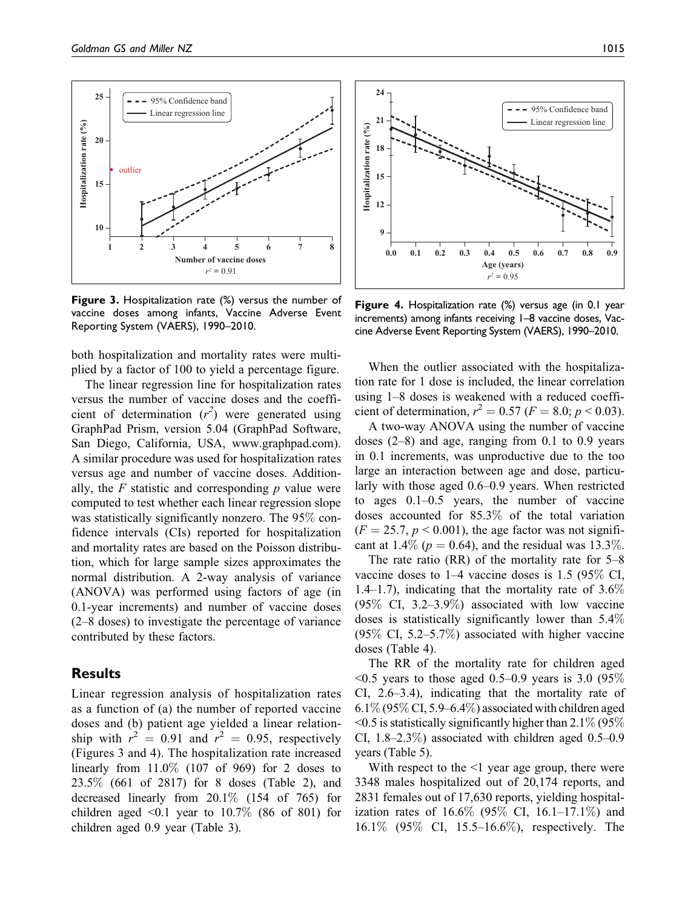**Figure 3.** Hospitalization rate (%) versus the number of vaccine doses among infants, Vaccine Adverse Event Reporting System (VAERS), 1990–2010.

**Figure 4.** Hospitalization rate (%) versus age (in 0.1 year increments) among infants receiving 1–8 vaccine doses, Vaccine Adverse Event Reporting System (VAERS), 1990–2010.

both hospitalization and mortality rates were multiplied by a factor of 100 to yield a percentage figure.

The linear regression line for hospitalization rates versus the number of vaccine doses and the coefficient of determination ($r^2$) were generated using GraphPad Prism, version 5.04 (GraphPad Software, San Diego, California, USA, www.graphpad.com). A similar procedure was used for hospitalization rates versus age and number of vaccine doses. Additionally, the $F$ statistic and corresponding $p$ value were computed to test whether each linear regression slope was statistically significantly nonzero. The 95% confidence intervals (CIs) reported for hospitalization and mortality rates are based on the Poisson distribution, which for large sample sizes approximates the normal distribution. A 2-way analysis of variance (ANOVA) was performed using factors of age (in 0.1-year increments) and number of vaccine doses (2–8 doses) to investigate the percentage of variance contributed by these factors.

## Results

Linear regression analysis of hospitalization rates as a function of (a) the number of reported vaccine doses and (b) patient age yielded a linear relationship with $r^2 = 0.91$ and $r^2 = 0.95$, respectively (Figures 3 and 4). The hospitalization rate increased linearly from 11.0% (107 of 969) for 2 doses to 23.5% (661 of 2817) for 8 doses (Table 2), and decreased linearly from 20.1% (154 of 765) for children aged <0.1 year to 10.7% (86 of 801) for children aged 0.9 year (Table 3).

When the outlier associated with the hospitalization rate for 1 dose is included, the linear correlation using 1–8 doses is weakened with a reduced coefficient of determination, $r^2 = 0.57$ ($F = 8.0$; $p < 0.03$).

A two-way ANOVA using the number of vaccine doses (2–8) and age, ranging from 0.1 to 0.9 years in 0.1 increments, was unproductive due to the too large an interaction between age and dose, particularly with those aged 0.6–0.9 years. When restricted to ages 0.1–0.5 years, the number of vaccine doses accounted for 85.3% of the total variation ($F = 25.7$, $p < 0.001$), the age factor was not significant at 1.4% ($p = 0.64$), and the residual was 13.3%.

The rate ratio (RR) of the mortality rate for 5–8 vaccine doses to 1–4 vaccine doses is 1.5 (95% CI, 1.4–1.7), indicating that the mortality rate of 3.6% (95% CI, 3.2–3.9%) associated with low vaccine doses is statistically significantly lower than 5.4% (95% CI, 5.2–5.7%) associated with higher vaccine doses (Table 4).

The RR of the mortality rate for children aged <0.5 years to those aged 0.5–0.9 years is 3.0 (95% CI, 2.6–3.4), indicating that the mortality rate of 6.1% (95% CI, 5.9–6.4%) associated with children aged <0.5 is statistically significantly higher than 2.1% (95% CI, 1.8–2.3%) associated with children aged 0.5–0.9 years (Table 5).

With respect to the <1 year age group, there were 3348 males hospitalized out of 20,174 reports, and 2831 females out of 17,630 reports, yielding hospitalization rates of 16.6% (95% CI, 16.1–17.1%) and 16.1% (95% CI, 15.5–16.6%), respectively. The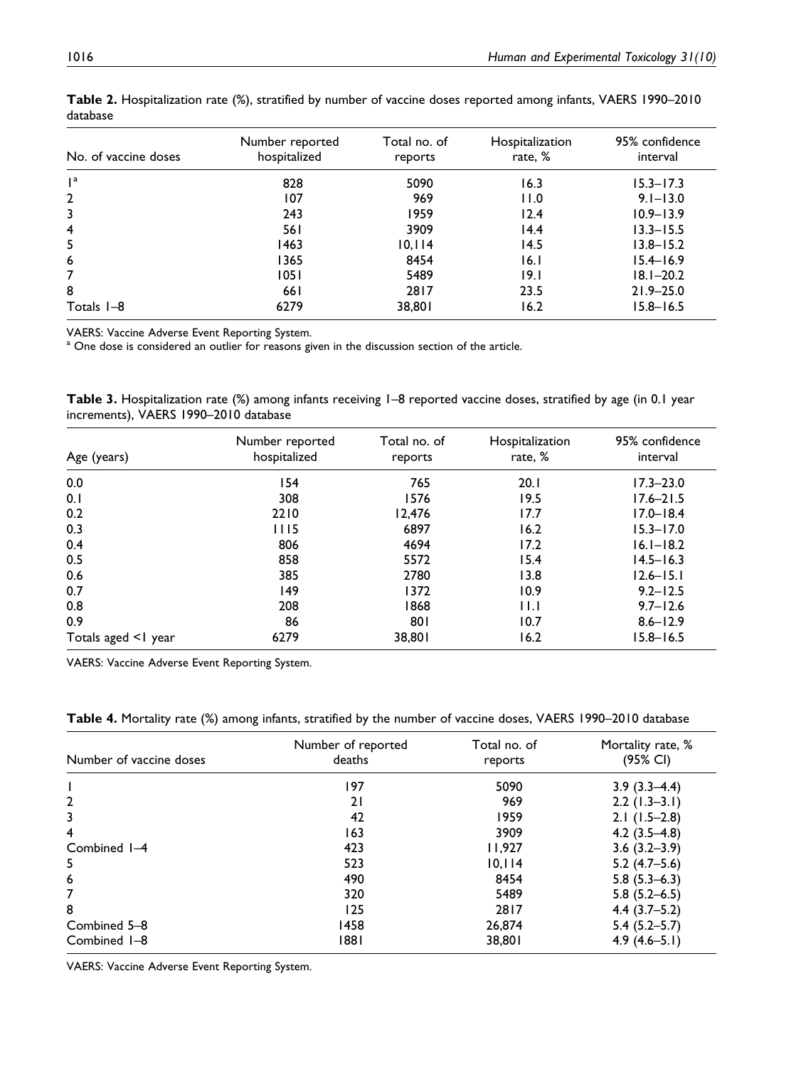**Table 2.** Hospitalization rate (%), stratified by number of vaccine doses reported among infants, VAERS 1990–2010 database

| No. of vaccine doses | Number reported hospitalized | Total no. of reports | Hospitalization rate, % | 95% confidence interval |
|---|---|---|---|---|
| 1[a] | 828 | 5090 | 16.3 | 15.3–17.3 |
| 2 | 107 | 969 | 11.0 | 9.1–13.0 |
| 3 | 243 | 1959 | 12.4 | 10.9–13.9 |
| 4 | 561 | 3909 | 14.4 | 13.3–15.5 |
| 5 | 1463 | 10,114 | 14.5 | 13.8–15.2 |
| 6 | 1365 | 8454 | 16.1 | 15.4–16.9 |
| 7 | 1051 | 5489 | 19.1 | 18.1–20.2 |
| 8 | 661 | 2817 | 23.5 | 21.9–25.0 |
| Totals 1–8 | 6279 | 38,801 | 16.2 | 15.8–16.5 |

VAERS: Vaccine Adverse Event Reporting System.
[a] One dose is considered an outlier for reasons given in the discussion section of the article.

**Table 3.** Hospitalization rate (%) among infants receiving 1–8 reported vaccine doses, stratified by age (in 0.1 year increments), VAERS 1990–2010 database

| Age (years) | Number reported hospitalized | Total no. of reports | Hospitalization rate, % | 95% confidence interval |
|---|---|---|---|---|
| 0.0 | 154 | 765 | 20.1 | 17.3–23.0 |
| 0.1 | 308 | 1576 | 19.5 | 17.6–21.5 |
| 0.2 | 2210 | 12,476 | 17.7 | 17.0–18.4 |
| 0.3 | 1115 | 6897 | 16.2 | 15.3–17.0 |
| 0.4 | 806 | 4694 | 17.2 | 16.1–18.2 |
| 0.5 | 858 | 5572 | 15.4 | 14.5–16.3 |
| 0.6 | 385 | 2780 | 13.8 | 12.6–15.1 |
| 0.7 | 149 | 1372 | 10.9 | 9.2–12.5 |
| 0.8 | 208 | 1868 | 11.1 | 9.7–12.6 |
| 0.9 | 86 | 801 | 10.7 | 8.6–12.9 |
| Totals aged <1 year | 6279 | 38,801 | 16.2 | 15.8–16.5 |

VAERS: Vaccine Adverse Event Reporting System.

**Table 4.** Mortality rate (%) among infants, stratified by the number of vaccine doses, VAERS 1990–2010 database

| Number of vaccine doses | Number of reported deaths | Total no. of reports | Mortality rate, % (95% CI) |
|---|---|---|---|
| 1 | 197 | 5090 | 3.9 (3.3–4.4) |
| 2 | 21 | 969 | 2.2 (1.3–3.1) |
| 3 | 42 | 1959 | 2.1 (1.5–2.8) |
| 4 | 163 | 3909 | 4.2 (3.5–4.8) |
| Combined 1–4 | 423 | 11,927 | 3.6 (3.2–3.9) |
| 5 | 523 | 10,114 | 5.2 (4.7–5.6) |
| 6 | 490 | 8454 | 5.8 (5.3–6.3) |
| 7 | 320 | 5489 | 5.8 (5.2–6.5) |
| 8 | 125 | 2817 | 4.4 (3.7–5.2) |
| Combined 5–8 | 1458 | 26,874 | 5.4 (5.2–5.7) |
| Combined 1–8 | 1881 | 38,801 | 4.9 (4.6–5.1) |

VAERS: Vaccine Adverse Event Reporting System.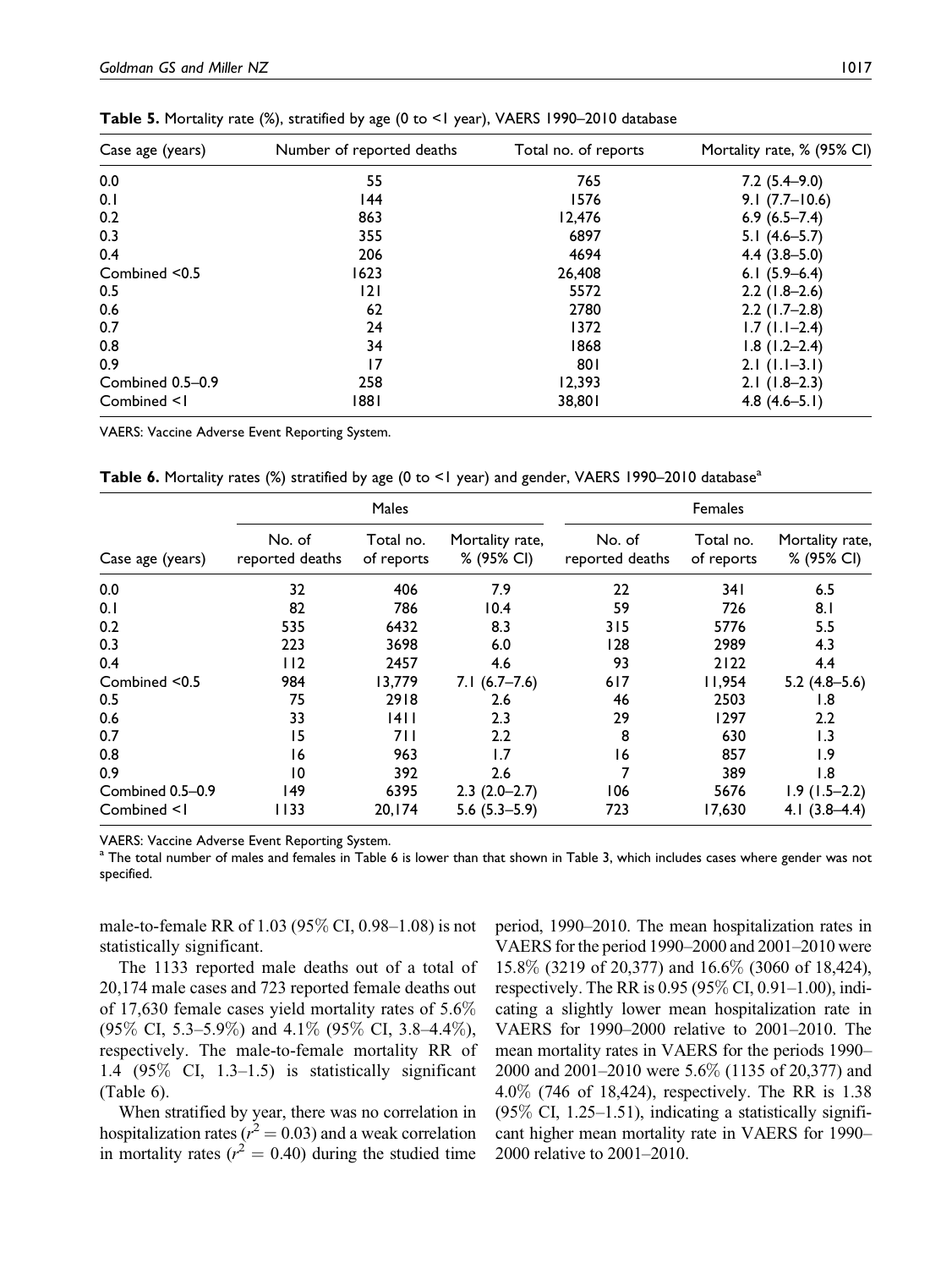**Table 5.** Mortality rate (%), stratified by age (0 to <1 year), VAERS 1990–2010 database

| Case age (years) | Number of reported deaths | Total no. of reports | Mortality rate, % (95% CI) |
|---|---|---|---|
| 0.0 | 55 | 765 | 7.2 (5.4–9.0) |
| 0.1 | 144 | 1576 | 9.1 (7.7–10.6) |
| 0.2 | 863 | 12,476 | 6.9 (6.5–7.4) |
| 0.3 | 355 | 6897 | 5.1 (4.6–5.7) |
| 0.4 | 206 | 4694 | 4.4 (3.8–5.0) |
| Combined <0.5 | 1623 | 26,408 | 6.1 (5.9–6.4) |
| 0.5 | 121 | 5572 | 2.2 (1.8–2.6) |
| 0.6 | 62 | 2780 | 2.2 (1.7–2.8) |
| 0.7 | 24 | 1372 | 1.7 (1.1–2.4) |
| 0.8 | 34 | 1868 | 1.8 (1.2–2.4) |
| 0.9 | 17 | 801 | 2.1 (1.1–3.1) |
| Combined 0.5–0.9 | 258 | 12,393 | 2.1 (1.8–2.3) |
| Combined <1 | 1881 | 38,801 | 4.8 (4.6–5.1) |

VAERS: Vaccine Adverse Event Reporting System.

**Table 6.** Mortality rates (%) stratified by age (0 to <1 year) and gender, VAERS 1990–2010 database[a]

| | Males | | | Females | | |
|---|---|---|---|---|---|---|
| Case age (years) | No. of reported deaths | Total no. of reports | Mortality rate, % (95% CI) | No. of reported deaths | Total no. of reports | Mortality rate, % (95% CI) |
| 0.0 | 32 | 406 | 7.9 | 22 | 341 | 6.5 |
| 0.1 | 82 | 786 | 10.4 | 59 | 726 | 8.1 |
| 0.2 | 535 | 6432 | 8.3 | 315 | 5776 | 5.5 |
| 0.3 | 223 | 3698 | 6.0 | 128 | 2989 | 4.3 |
| 0.4 | 112 | 2457 | 4.6 | 93 | 2122 | 4.4 |
| Combined <0.5 | 984 | 13,779 | 7.1 (6.7–7.6) | 617 | 11,954 | 5.2 (4.8–5.6) |
| 0.5 | 75 | 2918 | 2.6 | 46 | 2503 | 1.8 |
| 0.6 | 33 | 1411 | 2.3 | 29 | 1297 | 2.2 |
| 0.7 | 15 | 711 | 2.2 | 8 | 630 | 1.3 |
| 0.8 | 16 | 963 | 1.7 | 16 | 857 | 1.9 |
| 0.9 | 10 | 392 | 2.6 | 7 | 389 | 1.8 |
| Combined 0.5–0.9 | 149 | 6395 | 2.3 (2.0–2.7) | 106 | 5676 | 1.9 (1.5–2.2) |
| Combined <1 | 1133 | 20,174 | 5.6 (5.3–5.9) | 723 | 17,630 | 4.1 (3.8–4.4) |

VAERS: Vaccine Adverse Event Reporting System.
[a] The total number of males and females in Table 6 is lower than that shown in Table 3, which includes cases where gender was not specified.

male-to-female RR of 1.03 (95% CI, 0.98–1.08) is not statistically significant.

The 1133 reported male deaths out of a total of 20,174 male cases and 723 reported female deaths out of 17,630 female cases yield mortality rates of 5.6% (95% CI, 5.3–5.9%) and 4.1% (95% CI, 3.8–4.4%), respectively. The male-to-female mortality RR of 1.4 (95% CI, 1.3–1.5) is statistically significant (Table 6).

When stratified by year, there was no correlation in hospitalization rates ($r^2 = 0.03$) and a weak correlation in mortality rates ($r^2 = 0.40$) during the studied time period, 1990–2010. The mean hospitalization rates in VAERS for the period 1990–2000 and 2001–2010 were 15.8% (3219 of 20,377) and 16.6% (3060 of 18,424), respectively. The RR is 0.95 (95% CI, 0.91–1.00), indicating a slightly lower mean hospitalization rate in VAERS for 1990–2000 relative to 2001–2010. The mean mortality rates in VAERS for the periods 1990–2000 and 2001–2010 were 5.6% (1135 of 20,377) and 4.0% (746 of 18,424), respectively. The RR is 1.38 (95% CI, 1.25–1.51), indicating a statistically significant higher mean mortality rate in VAERS for 1990–2000 relative to 2001–2010.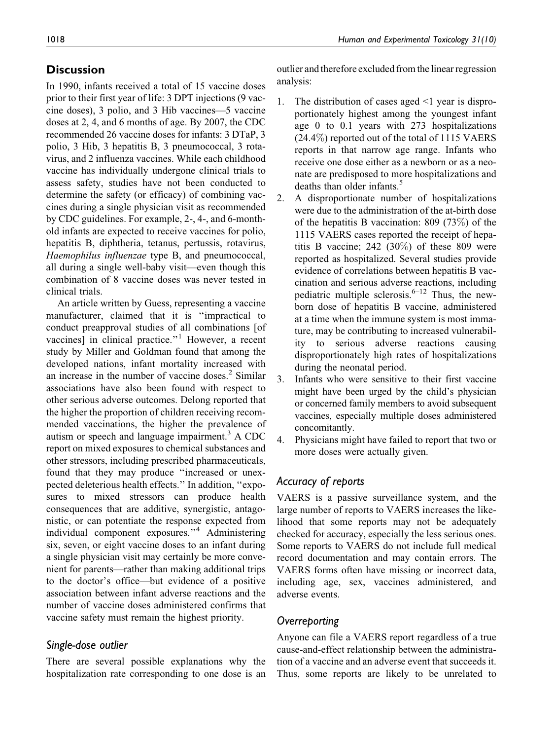## Discussion

In 1990, infants received a total of 15 vaccine doses prior to their first year of life: 3 DPT injections (9 vaccine doses), 3 polio, and 3 Hib vaccines—5 vaccine doses at 2, 4, and 6 months of age. By 2007, the CDC recommended 26 vaccine doses for infants: 3 DTaP, 3 polio, 3 Hib, 3 hepatitis B, 3 pneumococcal, 3 rotavirus, and 2 influenza vaccines. While each childhood vaccine has individually undergone clinical trials to assess safety, studies have not been conducted to determine the safety (or efficacy) of combining vaccines during a single physician visit as recommended by CDC guidelines. For example, 2-, 4-, and 6-month-old infants are expected to receive vaccines for polio, hepatitis B, diphtheria, tetanus, pertussis, rotavirus, *Haemophilus influenzae* type B, and pneumococcal, all during a single well-baby visit—even though this combination of 8 vaccine doses was never tested in clinical trials.

An article written by Guess, representing a vaccine manufacturer, claimed that it is "impractical to conduct preapproval studies of all combinations [of vaccines] in clinical practice."[1] However, a recent study by Miller and Goldman found that among the developed nations, infant mortality increased with an increase in the number of vaccine doses.[2] Similar associations have also been found with respect to other serious adverse outcomes. Delong reported that the higher the proportion of children receiving recommended vaccinations, the higher the prevalence of autism or speech and language impairment.[3] A CDC report on mixed exposures to chemical substances and other stressors, including prescribed pharmaceuticals, found that they may produce "increased or unexpected deleterious health effects." In addition, "exposures to mixed stressors can produce health consequences that are additive, synergistic, antagonistic, or can potentiate the response expected from individual component exposures."[4] Administering six, seven, or eight vaccine doses to an infant during a single physician visit may certainly be more convenient for parents—rather than making additional trips to the doctor's office—but evidence of a positive association between infant adverse reactions and the number of vaccine doses administered confirms that vaccine safety must remain the highest priority.

### Single-dose outlier

There are several possible explanations why the hospitalization rate corresponding to one dose is an outlier and therefore excluded from the linear regression analysis:

1. The distribution of cases aged <1 year is disproportionately highest among the youngest infant age 0 to 0.1 years with 273 hospitalizations (24.4%) reported out of the total of 1115 VAERS reports in that narrow age range. Infants who receive one dose either as a newborn or as a neonate are predisposed to more hospitalizations and deaths than older infants.[5]
2. A disproportionate number of hospitalizations were due to the administration of the at-birth dose of the hepatitis B vaccination: 809 (73%) of the 1115 VAERS cases reported the receipt of hepatitis B vaccine; 242 (30%) of these 809 were reported as hospitalized. Several studies provide evidence of correlations between hepatitis B vaccination and serious adverse reactions, including pediatric multiple sclerosis.[6–12] Thus, the newborn dose of hepatitis B vaccine, administered at a time when the immune system is most immature, may be contributing to increased vulnerability to serious adverse reactions causing disproportionately high rates of hospitalizations during the neonatal period.
3. Infants who were sensitive to their first vaccine might have been urged by the child's physician or concerned family members to avoid subsequent vaccines, especially multiple doses administered concomitantly.
4. Physicians might have failed to report that two or more doses were actually given.

### Accuracy of reports

VAERS is a passive surveillance system, and the large number of reports to VAERS increases the likelihood that some reports may not be adequately checked for accuracy, especially the less serious ones. Some reports to VAERS do not include full medical record documentation and may contain errors. The VAERS forms often have missing or incorrect data, including age, sex, vaccines administered, and adverse events.

### Overreporting

Anyone can file a VAERS report regardless of a true cause-and-effect relationship between the administration of a vaccine and an adverse event that succeeds it. Thus, some reports are likely to be unrelated to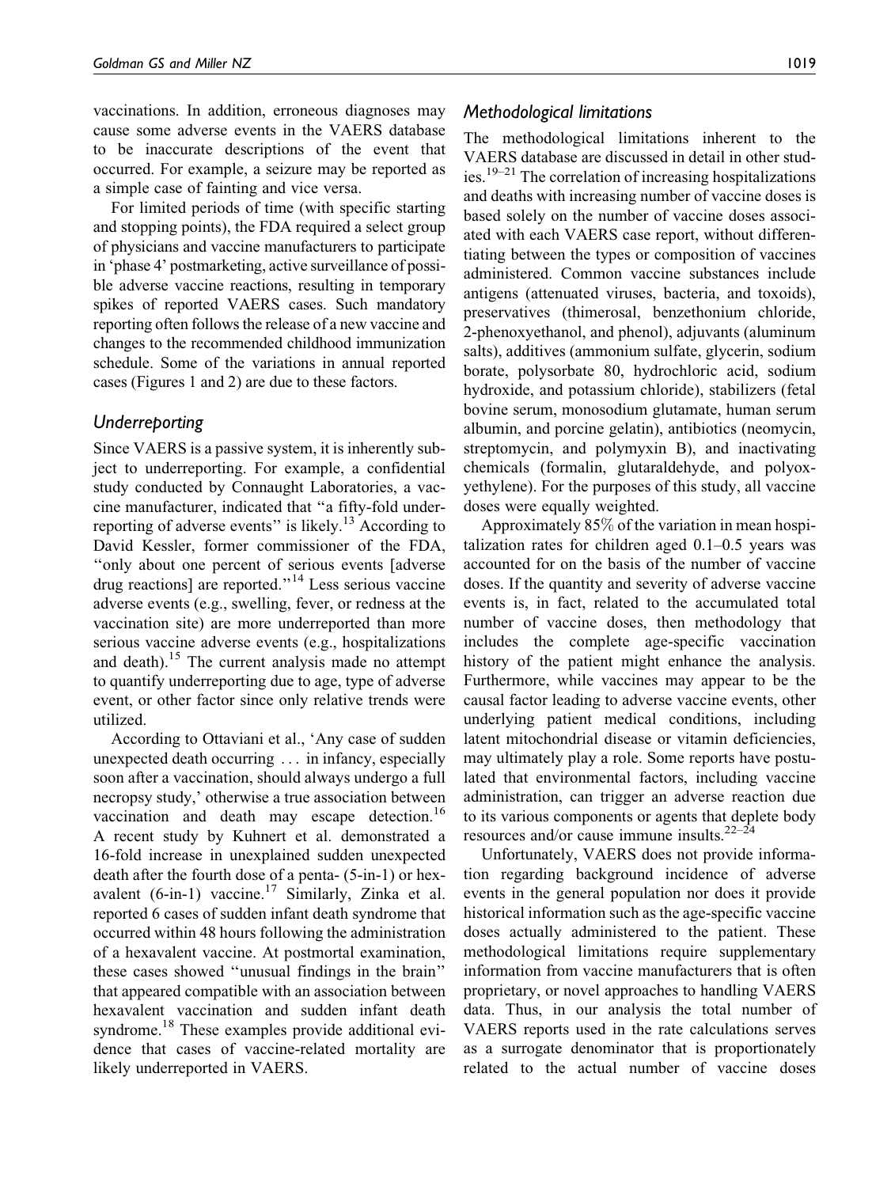vaccinations. In addition, erroneous diagnoses may cause some adverse events in the VAERS database to be inaccurate descriptions of the event that occurred. For example, a seizure may be reported as a simple case of fainting and vice versa.

For limited periods of time (with specific starting and stopping points), the FDA required a select group of physicians and vaccine manufacturers to participate in 'phase 4' postmarketing, active surveillance of possible adverse vaccine reactions, resulting in temporary spikes of reported VAERS cases. Such mandatory reporting often follows the release of a new vaccine and changes to the recommended childhood immunization schedule. Some of the variations in annual reported cases (Figures 1 and 2) are due to these factors.

### *Underreporting*

Since VAERS is a passive system, it is inherently subject to underreporting. For example, a confidential study conducted by Connaught Laboratories, a vaccine manufacturer, indicated that "a fifty-fold underreporting of adverse events" is likely.[13] According to David Kessler, former commissioner of the FDA, "only about one percent of serious events [adverse drug reactions] are reported."[14] Less serious vaccine adverse events (e.g., swelling, fever, or redness at the vaccination site) are more underreported than more serious vaccine adverse events (e.g., hospitalizations and death).[15] The current analysis made no attempt to quantify underreporting due to age, type of adverse event, or other factor since only relative trends were utilized.

According to Ottaviani et al., 'Any case of sudden unexpected death occurring ... in infancy, especially soon after a vaccination, should always undergo a full necropsy study,' otherwise a true association between vaccination and death may escape detection.[16] A recent study by Kuhnert et al. demonstrated a 16-fold increase in unexplained sudden unexpected death after the fourth dose of a penta- (5-in-1) or hexavalent (6-in-1) vaccine.[17] Similarly, Zinka et al. reported 6 cases of sudden infant death syndrome that occurred within 48 hours following the administration of a hexavalent vaccine. At postmortal examination, these cases showed "unusual findings in the brain" that appeared compatible with an association between hexavalent vaccination and sudden infant death syndrome.[18] These examples provide additional evidence that cases of vaccine-related mortality are likely underreported in VAERS.

### *Methodological limitations*

The methodological limitations inherent to the VAERS database are discussed in detail in other studies.[19–21] The correlation of increasing hospitalizations and deaths with increasing number of vaccine doses is based solely on the number of vaccine doses associated with each VAERS case report, without differentiating between the types or composition of vaccines administered. Common vaccine substances include antigens (attenuated viruses, bacteria, and toxoids), preservatives (thimerosal, benzethonium chloride, 2-phenoxyethanol, and phenol), adjuvants (aluminum salts), additives (ammonium sulfate, glycerin, sodium borate, polysorbate 80, hydrochloric acid, sodium hydroxide, and potassium chloride), stabilizers (fetal bovine serum, monosodium glutamate, human serum albumin, and porcine gelatin), antibiotics (neomycin, streptomycin, and polymyxin B), and inactivating chemicals (formalin, glutaraldehyde, and polyoxyethylene). For the purposes of this study, all vaccine doses were equally weighted.

Approximately 85% of the variation in mean hospitalization rates for children aged 0.1–0.5 years was accounted for on the basis of the number of vaccine doses. If the quantity and severity of adverse vaccine events is, in fact, related to the accumulated total number of vaccine doses, then methodology that includes the complete age-specific vaccination history of the patient might enhance the analysis. Furthermore, while vaccines may appear to be the causal factor leading to adverse vaccine events, other underlying patient medical conditions, including latent mitochondrial disease or vitamin deficiencies, may ultimately play a role. Some reports have postulated that environmental factors, including vaccine administration, can trigger an adverse reaction due to its various components or agents that deplete body resources and/or cause immune insults.[22–24]

Unfortunately, VAERS does not provide information regarding background incidence of adverse events in the general population nor does it provide historical information such as the age-specific vaccine doses actually administered to the patient. These methodological limitations require supplementary information from vaccine manufacturers that is often proprietary, or novel approaches to handling VAERS data. Thus, in our analysis the total number of VAERS reports used in the rate calculations serves as a surrogate denominator that is proportionately related to the actual number of vaccine doses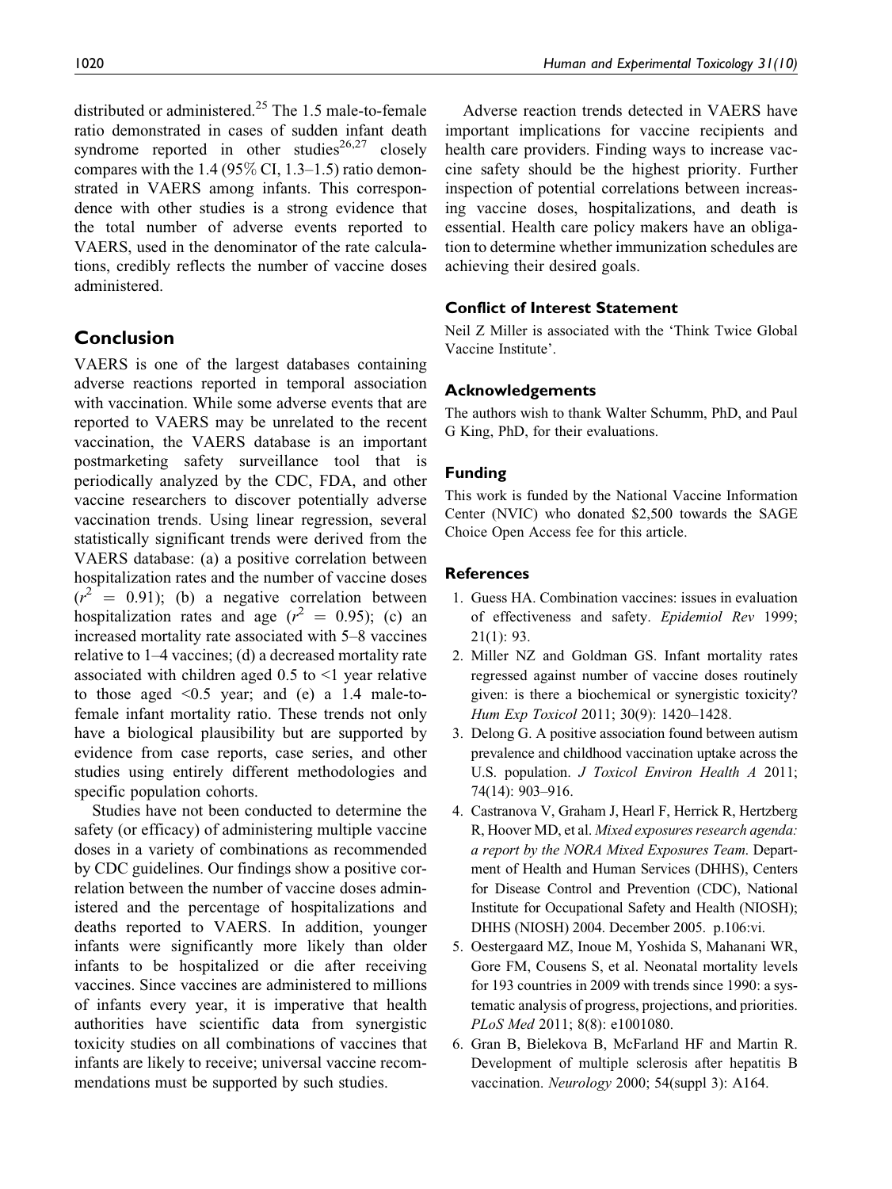distributed or administered.[25] The 1.5 male-to-female ratio demonstrated in cases of sudden infant death syndrome reported in other studies[26,27] closely compares with the 1.4 (95% CI, 1.3–1.5) ratio demonstrated in VAERS among infants. This correspondence with other studies is a strong evidence that the total number of adverse events reported to VAERS, used in the denominator of the rate calculations, credibly reflects the number of vaccine doses administered.

## Conclusion

VAERS is one of the largest databases containing adverse reactions reported in temporal association with vaccination. While some adverse events that are reported to VAERS may be unrelated to the recent vaccination, the VAERS database is an important postmarketing safety surveillance tool that is periodically analyzed by the CDC, FDA, and other vaccine researchers to discover potentially adverse vaccination trends. Using linear regression, several statistically significant trends were derived from the VAERS database: (a) a positive correlation between hospitalization rates and the number of vaccine doses ($r^2 = 0.91$); (b) a negative correlation between hospitalization rates and age ($r^2 = 0.95$); (c) an increased mortality rate associated with 5–8 vaccines relative to 1–4 vaccines; (d) a decreased mortality rate associated with children aged 0.5 to <1 year relative to those aged <0.5 year; and (e) a 1.4 male-to-female infant mortality ratio. These trends not only have a biological plausibility but are supported by evidence from case reports, case series, and other studies using entirely different methodologies and specific population cohorts.

Studies have not been conducted to determine the safety (or efficacy) of administering multiple vaccine doses in a variety of combinations as recommended by CDC guidelines. Our findings show a positive correlation between the number of vaccine doses administered and the percentage of hospitalizations and deaths reported to VAERS. In addition, younger infants were significantly more likely than older infants to be hospitalized or die after receiving vaccines. Since vaccines are administered to millions of infants every year, it is imperative that health authorities have scientific data from synergistic toxicity studies on all combinations of vaccines that infants are likely to receive; universal vaccine recommendations must be supported by such studies.

Adverse reaction trends detected in VAERS have important implications for vaccine recipients and health care providers. Finding ways to increase vaccine safety should be the highest priority. Further inspection of potential correlations between increasing vaccine doses, hospitalizations, and death is essential. Health care policy makers have an obligation to determine whether immunization schedules are achieving their desired goals.

### Conflict of Interest Statement

Neil Z Miller is associated with the 'Think Twice Global Vaccine Institute'.

### Acknowledgements

The authors wish to thank Walter Schumm, PhD, and Paul G King, PhD, for their evaluations.

### Funding

This work is funded by the National Vaccine Information Center (NVIC) who donated $2,500 towards the SAGE Choice Open Access fee for this article.

### References

1. Guess HA. Combination vaccines: issues in evaluation of effectiveness and safety. *Epidemiol Rev* 1999; 21(1): 93.
2. Miller NZ and Goldman GS. Infant mortality rates regressed against number of vaccine doses routinely given: is there a biochemical or synergistic toxicity? *Hum Exp Toxicol* 2011; 30(9): 1420–1428.
3. Delong G. A positive association found between autism prevalence and childhood vaccination uptake across the U.S. population. *J Toxicol Environ Health A* 2011; 74(14): 903–916.
4. Castranova V, Graham J, Hearl F, Herrick R, Hertzberg R, Hoover MD, et al. *Mixed exposures research agenda: a report by the NORA Mixed Exposures Team*. Department of Health and Human Services (DHHS), Centers for Disease Control and Prevention (CDC), National Institute for Occupational Safety and Health (NIOSH); DHHS (NIOSH) 2004. December 2005. p.106:vi.
5. Oestergaard MZ, Inoue M, Yoshida S, Mahanani WR, Gore FM, Cousens S, et al. Neonatal mortality levels for 193 countries in 2009 with trends since 1990: a systematic analysis of progress, projections, and priorities. *PLoS Med* 2011; 8(8): e1001080.
6. Gran B, Bielekova B, McFarland HF and Martin R. Development of multiple sclerosis after hepatitis B vaccination. *Neurology* 2000; 54(suppl 3): A164.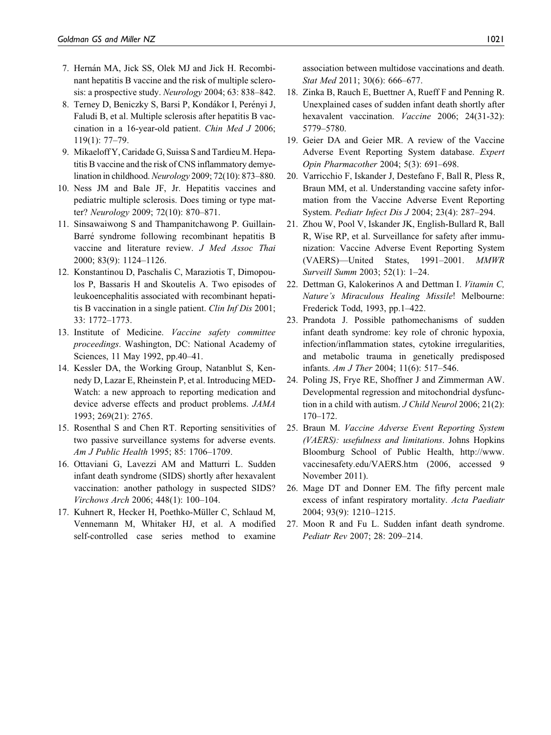7. Hernán MA, Jick SS, Olek MJ and Jick H. Recombinant hepatitis B vaccine and the risk of multiple sclerosis: a prospective study. *Neurology* 2004; 63: 838–842.
8. Terney D, Beniczky S, Barsi P, Kondákor I, Perényi J, Faludi B, et al. Multiple sclerosis after hepatitis B vaccination in a 16-year-old patient. *Chin Med J* 2006; 119(1): 77–79.
9. Mikaeloff Y, Caridade G, Suissa S and Tardieu M. Hepatitis B vaccine and the risk of CNS inflammatory demyelination in childhood. *Neurology* 2009; 72(10): 873–880.
10. Ness JM and Bale JF, Jr. Hepatitis vaccines and pediatric multiple sclerosis. Does timing or type matter? *Neurology* 2009; 72(10): 870–871.
11. Sinsawaiwong S and Thampanitchawong P. Guillain-Barré syndrome following recombinant hepatitis B vaccine and literature review. *J Med Assoc Thai* 2000; 83(9): 1124–1126.
12. Konstantinou D, Paschalis C, Maraziotis T, Dimopoulos P, Bassaris H and Skoutelis A. Two episodes of leukoencephalitis associated with recombinant hepatitis B vaccination in a single patient. *Clin Inf Dis* 2001; 33: 1772–1773.
13. Institute of Medicine. *Vaccine safety committee proceedings*. Washington, DC: National Academy of Sciences, 11 May 1992, pp.40–41.
14. Kessler DA, the Working Group, Natanblut S, Kennedy D, Lazar E, Rheinstein P, et al. Introducing MEDWatch: a new approach to reporting medication and device adverse effects and product problems. *JAMA* 1993; 269(21): 2765.
15. Rosenthal S and Chen RT. Reporting sensitivities of two passive surveillance systems for adverse events. *Am J Public Health* 1995; 85: 1706–1709.
16. Ottaviani G, Lavezzi AM and Matturri L. Sudden infant death syndrome (SIDS) shortly after hexavalent vaccination: another pathology in suspected SIDS? *Virchows Arch* 2006; 448(1): 100–104.
17. Kuhnert R, Hecker H, Poethko-Müller C, Schlaud M, Vennemann M, Whitaker HJ, et al. A modified self-controlled case series method to examine association between multidose vaccinations and death. *Stat Med* 2011; 30(6): 666–677.
18. Zinka B, Rauch E, Buettner A, Rueff F and Penning R. Unexplained cases of sudden infant death shortly after hexavalent vaccination. *Vaccine* 2006; 24(31-32): 5779–5780.
19. Geier DA and Geier MR. A review of the Vaccine Adverse Event Reporting System database. *Expert Opin Pharmacother* 2004; 5(3): 691–698.
20. Varricchio F, Iskander J, Destefano F, Ball R, Pless R, Braun MM, et al. Understanding vaccine safety information from the Vaccine Adverse Event Reporting System. *Pediatr Infect Dis J* 2004; 23(4): 287–294.
21. Zhou W, Pool V, Iskander JK, English-Bullard R, Ball R, Wise RP, et al. Surveillance for safety after immunization: Vaccine Adverse Event Reporting System (VAERS)—United States, 1991–2001. *MMWR Surveill Summ* 2003; 52(1): 1–24.
22. Dettman G, Kalokerinos A and Dettman I. *Vitamin C, Nature's Miraculous Healing Missile*! Melbourne: Frederick Todd, 1993, pp.1–422.
23. Prandota J. Possible pathomechanisms of sudden infant death syndrome: key role of chronic hypoxia, infection/inflammation states, cytokine irregularities, and metabolic trauma in genetically predisposed infants. *Am J Ther* 2004; 11(6): 517–546.
24. Poling JS, Frye RE, Shoffner J and Zimmerman AW. Developmental regression and mitochondrial dysfunction in a child with autism. *J Child Neurol* 2006; 21(2): 170–172.
25. Braun M. *Vaccine Adverse Event Reporting System (VAERS): usefulness and limitations*. Johns Hopkins Bloomburg School of Public Health, http://www.vaccinesafety.edu/VAERS.htm (2006, accessed 9 November 2011).
26. Mage DT and Donner EM. The fifty percent male excess of infant respiratory mortality. *Acta Paediatr* 2004; 93(9): 1210–1215.
27. Moon R and Fu L. Sudden infant death syndrome. *Pediatr Rev* 2007; 28: 209–214.